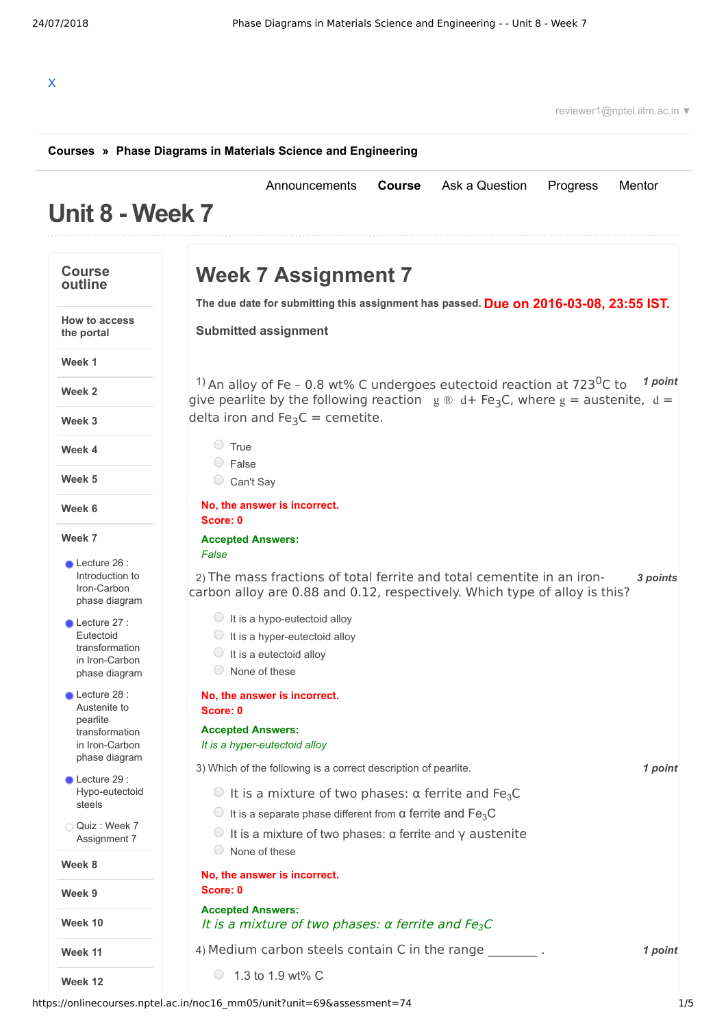X

reviewer1@nptel.iitm.ac.in ▼

**Courses » Phase Diagrams in Materials Science and Engineering**

Announcements **Course** Ask a Question Progress Mentor

# Unit 8 - Week 7

## Course outline

- How to access the portal
- Week 1
- Week 2
- Week 3
- Week 4
- Week 5
- Week 6
- Week 7
  - Lecture 26 : Introduction to Iron-Carbon phase diagram
  - Lecture 27 : Eutectoid transformation in Iron-Carbon phase diagram
  - Lecture 28 : Austenite to pearlite transformation in Iron-Carbon phase diagram
  - Lecture 29 : Hypo-eutectoid steels
  - Quiz : Week 7 Assignment 7
- Week 8
- Week 9
- Week 10
- Week 11
- Week 12

# Week 7 Assignment 7

**The due date for submitting this assignment has passed.** **Due on 2016-03-08, 23:55 IST.**

**Submitted assignment**

1) An alloy of Fe – 0.8 wt% C undergoes eutectoid reaction at 723$^0$C to give pearlite by the following reaction g ® d+ $Fe_3C$, where g = austenite, d = delta iron and $Fe_3C$ = cemetite. *1 point*

- True
- False
- Can't Say

**No, the answer is incorrect.**
**Score: 0**

**Accepted Answers:**
*False*

2) The mass fractions of total ferrite and total cementite in an iron-carbon alloy are 0.88 and 0.12, respectively. Which type of alloy is this? *3 points*

- It is a hypo-eutectoid alloy
- It is a hyper-eutectoid alloy
- It is a eutectoid alloy
- None of these

**No, the answer is incorrect.**
**Score: 0**

**Accepted Answers:**
*It is a hyper-eutectoid alloy*

3) Which of the following is a correct description of pearlite. *1 point*

- It is a mixture of two phases: α ferrite and $Fe_3C$
- It is a separate phase different from α ferrite and $Fe_3C$
- It is a mixture of two phases: α ferrite and γ austenite
- None of these

**No, the answer is incorrect.**
**Score: 0**

**Accepted Answers:**
*It is a mixture of two phases: α ferrite and $Fe_3C$*

4) Medium carbon steels contain C in the range ________ . *1 point*

- 1.3 to 1.9 wt% C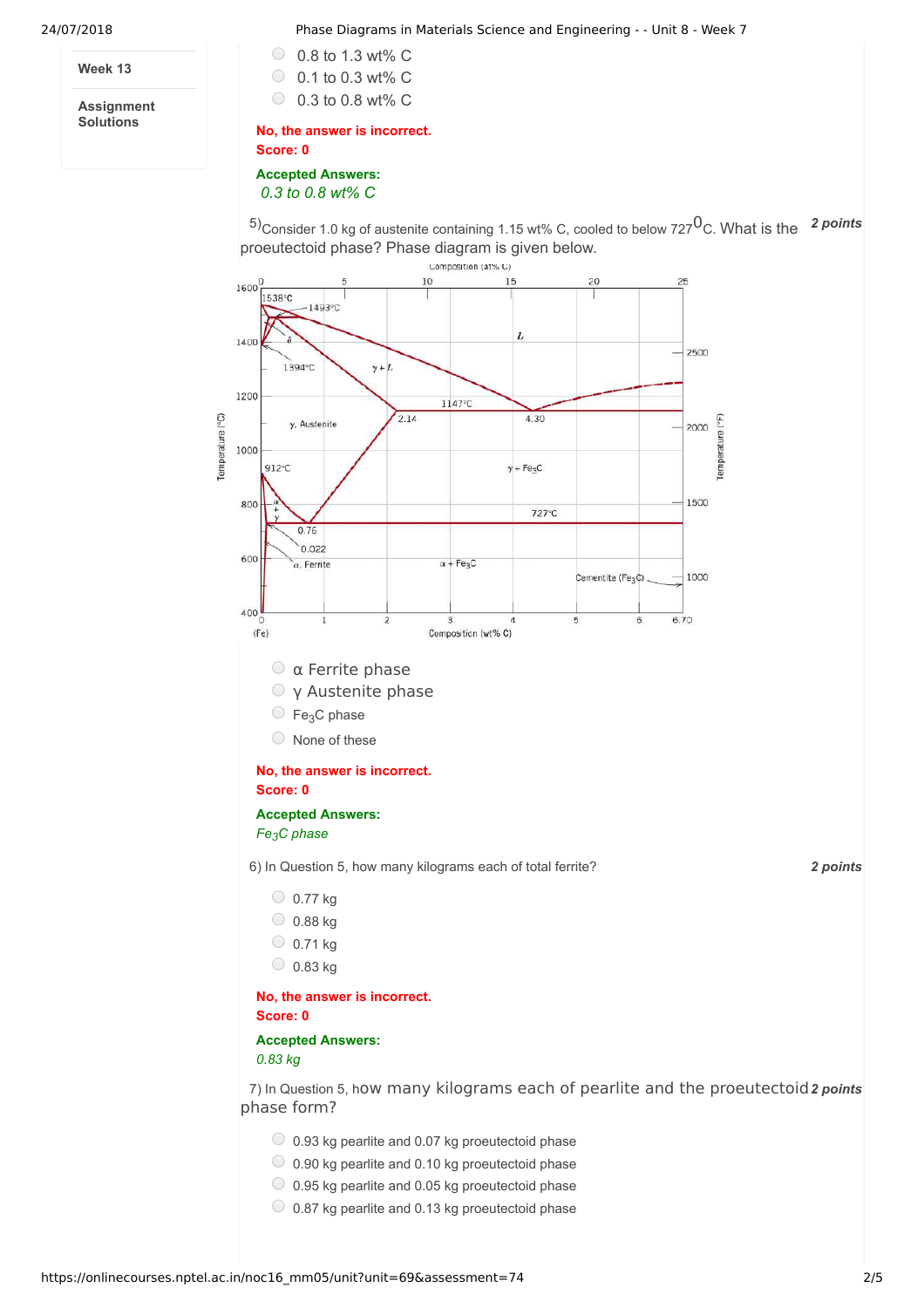**Week 13**

**Assignment Solutions**

- 0.8 to 1.3 wt% C
- 0.1 to 0.3 wt% C
- 0.3 to 0.8 wt% C

**No, the answer is incorrect.**
**Score: 0**

**Accepted Answers:**
*0.3 to 0.8 wt% C*

5) Consider 1.0 kg of austenite containing 1.15 wt% C, cooled to below 727 $^{0}$C. What is the proeutectoid phase? Phase diagram is given below. **2 points**

- α Ferrite phase
- γ Austenite phase
- $Fe_3C$ phase
- None of these

**No, the answer is incorrect.**
**Score: 0**

**Accepted Answers:**
*$Fe_3C$ phase*

6) In Question 5, how many kilograms each of total ferrite? **2 points**

- 0.77 kg
- 0.88 kg
- 0.71 kg
- 0.83 kg

**No, the answer is incorrect.**
**Score: 0**

**Accepted Answers:**
*0.83 kg*

7) In Question 5, how many kilograms each of pearlite and the proeutectoid phase form? **2 points**

- 0.93 kg pearlite and 0.07 kg proeutectoid phase
- 0.90 kg pearlite and 0.10 kg proeutectoid phase
- 0.95 kg pearlite and 0.05 kg proeutectoid phase
- 0.87 kg pearlite and 0.13 kg proeutectoid phase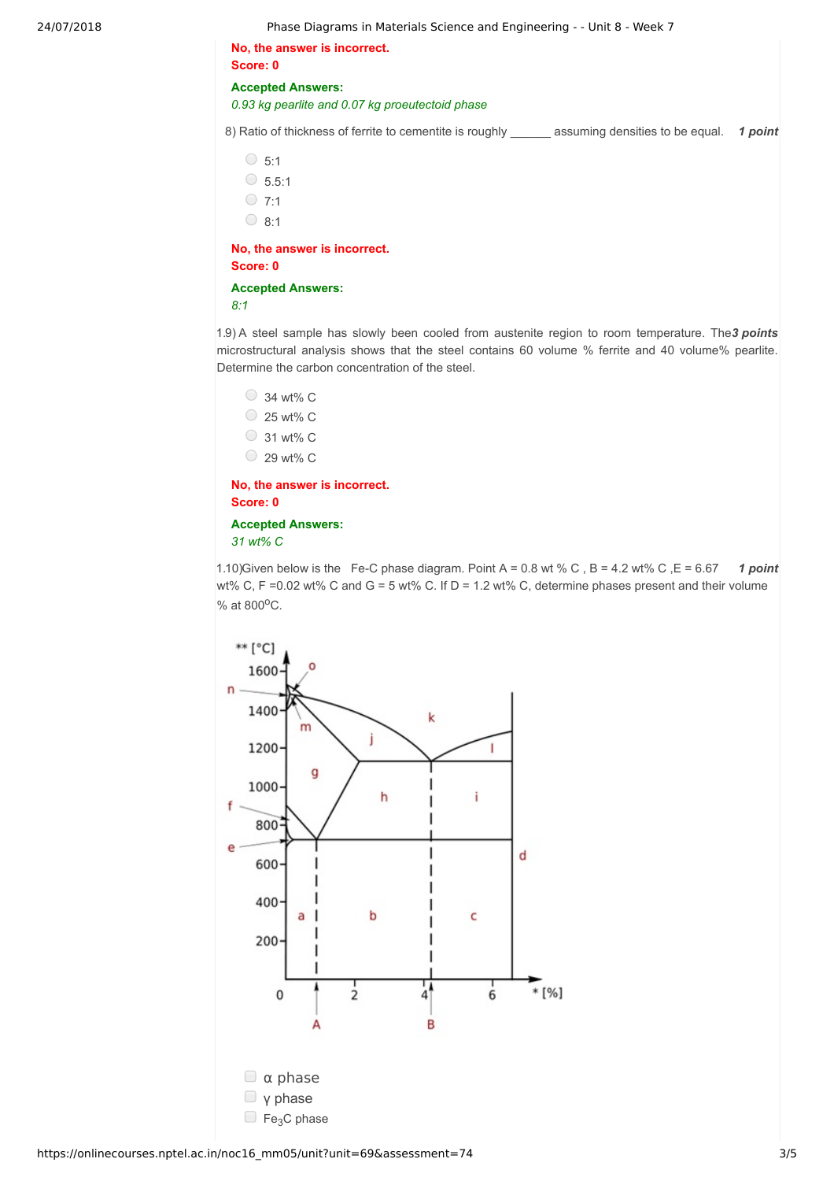No, the answer is incorrect.
Score: 0

Accepted Answers:
*0.93 kg pearlite and 0.07 kg proeutectoid phase*

8) Ratio of thickness of ferrite to cementite is roughly ______ assuming densities to be equal. ***1 point***

- 5:1
- 5.5:1
- 7:1
- 8:1

No, the answer is incorrect.
Score: 0

Accepted Answers:
*8:1*

1.9) A steel sample has slowly been cooled from austenite region to room temperature. The microstructural analysis shows that the steel contains 60 volume % ferrite and 40 volume% pearlite. Determine the carbon concentration of the steel. ***3 points***

- 34 wt% C
- 25 wt% C
- 31 wt% C
- 29 wt% C

No, the answer is incorrect.
Score: 0

Accepted Answers:
*31 wt% C*

1.10)Given below is the Fe-C phase diagram. Point A = 0.8 wt % C , B = 4.2 wt% C ,E = 6.67 wt% C, F =0.02 wt% C and G = 5 wt% C. If D = 1.2 wt% C, determine phases present and their volume % at 800$^{o}$C. ***1 point***

- α phase
- γ phase
- $Fe_3C$ phase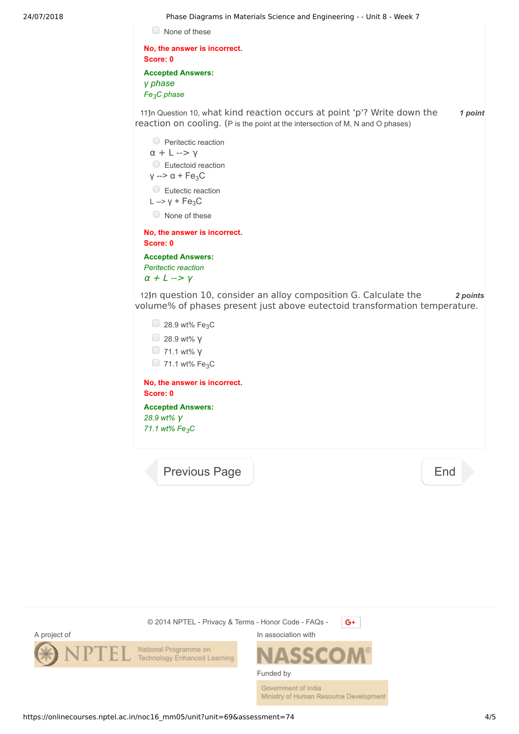- [ ] None of these

**No, the answer is incorrect.**
**Score: 0**

**Accepted Answers:**
*γ phase*
*$Fe_3C$ phase*

11) In Question 10, what kind reaction occurs at point 'p'? Write down the reaction on cooling. (P is the point at the intersection of M, N and O phases) **1 point**

- ( ) Peritectic reaction
  α + L --> γ
- ( ) Eutectoid reaction
  γ --> α + $Fe_3C$
- ( ) Eutectic reaction
  L --> γ + $Fe_3C$
- ( ) None of these

**No, the answer is incorrect.**
**Score: 0**

**Accepted Answers:**
*Peritectic reaction*
*α + L --> γ*

12) In question 10, consider an alloy composition G. Calculate the volume% of phases present just above eutectoid transformation temperature. **2 points**

- [ ] 28.9 wt% $Fe_3C$
- [ ] 28.9 wt% γ
- [ ] 71.1 wt% γ
- [ ] 71.1 wt% $Fe_3C$

**No, the answer is incorrect.**
**Score: 0**

**Accepted Answers:**
*28.9 wt% γ*
*71.1 wt% $Fe_3C$*

Previous Page | End

© 2014 NPTEL - Privacy & Terms - Honor Code - FAQs -

A project of NPTEL National Programme on Technology Enhanced Learning

In association with NASSCOM

Funded by Government of India Ministry of Human Resource Development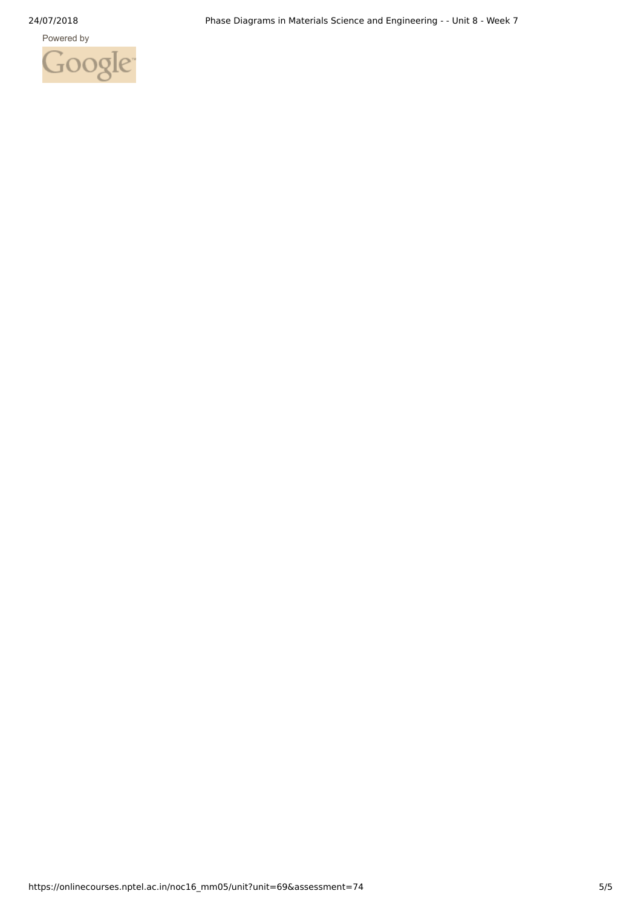Powered by

Google